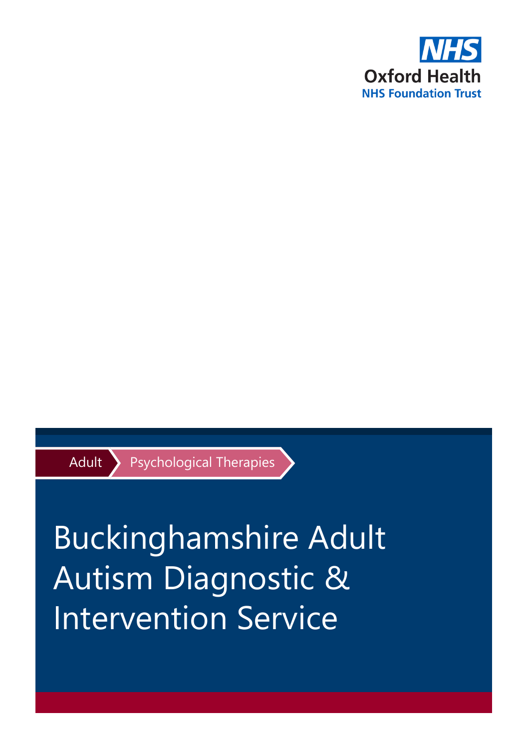NHS

Oxford Health
NHS Foundation Trust

Adult | Psychological Therapies

# Buckinghamshire Adult Autism Diagnostic & Intervention Service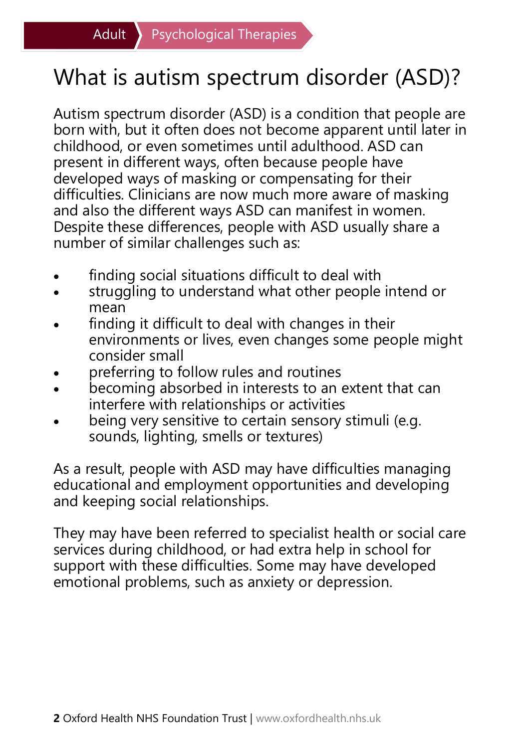# What is autism spectrum disorder (ASD)?

Autism spectrum disorder (ASD) is a condition that people are born with, but it often does not become apparent until later in childhood, or even sometimes until adulthood. ASD can present in different ways, often because people have developed ways of masking or compensating for their difficulties. Clinicians are now much more aware of masking and also the different ways ASD can manifest in women. Despite these differences, people with ASD usually share a number of similar challenges such as:

- finding social situations difficult to deal with
- struggling to understand what other people intend or mean
- finding it difficult to deal with changes in their environments or lives, even changes some people might consider small
- preferring to follow rules and routines
- becoming absorbed in interests to an extent that can interfere with relationships or activities
- being very sensitive to certain sensory stimuli (e.g. sounds, lighting, smells or textures)

As a result, people with ASD may have difficulties managing educational and employment opportunities and developing and keeping social relationships.

They may have been referred to specialist health or social care services during childhood, or had extra help in school for support with these difficulties. Some may have developed emotional problems, such as anxiety or depression.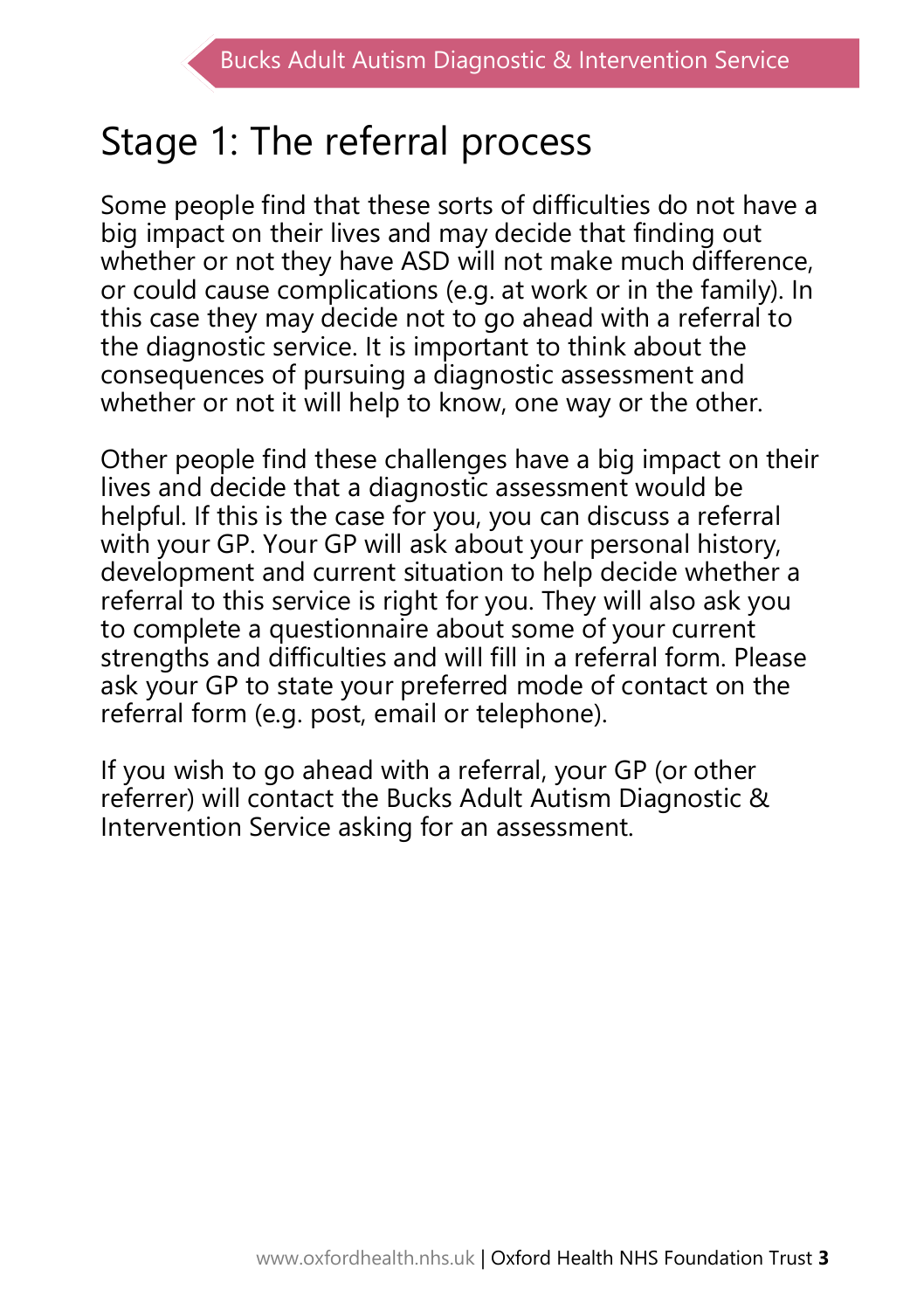# Stage 1: The referral process

Some people find that these sorts of difficulties do not have a big impact on their lives and may decide that finding out whether or not they have ASD will not make much difference, or could cause complications (e.g. at work or in the family). In this case they may decide not to go ahead with a referral to the diagnostic service. It is important to think about the consequences of pursuing a diagnostic assessment and whether or not it will help to know, one way or the other.

Other people find these challenges have a big impact on their lives and decide that a diagnostic assessment would be helpful. If this is the case for you, you can discuss a referral with your GP. Your GP will ask about your personal history, development and current situation to help decide whether a referral to this service is right for you. They will also ask you to complete a questionnaire about some of your current strengths and difficulties and will fill in a referral form. Please ask your GP to state your preferred mode of contact on the referral form (e.g. post, email or telephone).

If you wish to go ahead with a referral, your GP (or other referrer) will contact the Bucks Adult Autism Diagnostic & Intervention Service asking for an assessment.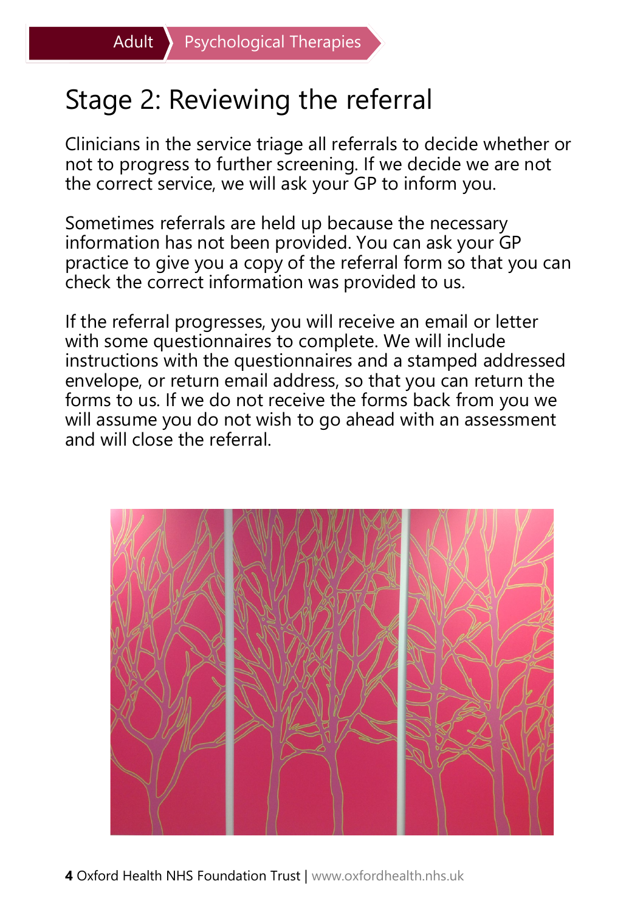# Stage 2: Reviewing the referral

Clinicians in the service triage all referrals to decide whether or not to progress to further screening. If we decide we are not the correct service, we will ask your GP to inform you.

Sometimes referrals are held up because the necessary information has not been provided. You can ask your GP practice to give you a copy of the referral form so that you can check the correct information was provided to us.

If the referral progresses, you will receive an email or letter with some questionnaires to complete. We will include instructions with the questionnaires and a stamped addressed envelope, or return email address, so that you can return the forms to us. If we do not receive the forms back from you we will assume you do not wish to go ahead with an assessment and will close the referral.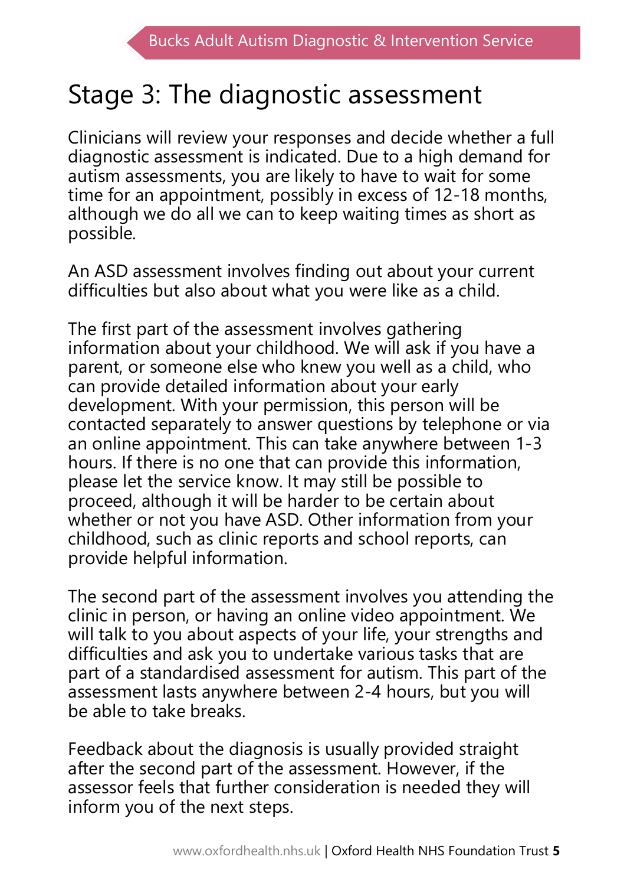# Stage 3: The diagnostic assessment

Clinicians will review your responses and decide whether a full diagnostic assessment is indicated. Due to a high demand for autism assessments, you are likely to have to wait for some time for an appointment, possibly in excess of 12-18 months, although we do all we can to keep waiting times as short as possible.

An ASD assessment involves finding out about your current difficulties but also about what you were like as a child.

The first part of the assessment involves gathering information about your childhood. We will ask if you have a parent, or someone else who knew you well as a child, who can provide detailed information about your early development. With your permission, this person will be contacted separately to answer questions by telephone or via an online appointment. This can take anywhere between 1-3 hours. If there is no one that can provide this information, please let the service know. It may still be possible to proceed, although it will be harder to be certain about whether or not you have ASD. Other information from your childhood, such as clinic reports and school reports, can provide helpful information.

The second part of the assessment involves you attending the clinic in person, or having an online video appointment. We will talk to you about aspects of your life, your strengths and difficulties and ask you to undertake various tasks that are part of a standardised assessment for autism. This part of the assessment lasts anywhere between 2-4 hours, but you will be able to take breaks.

Feedback about the diagnosis is usually provided straight after the second part of the assessment. However, if the assessor feels that further consideration is needed they will inform you of the next steps.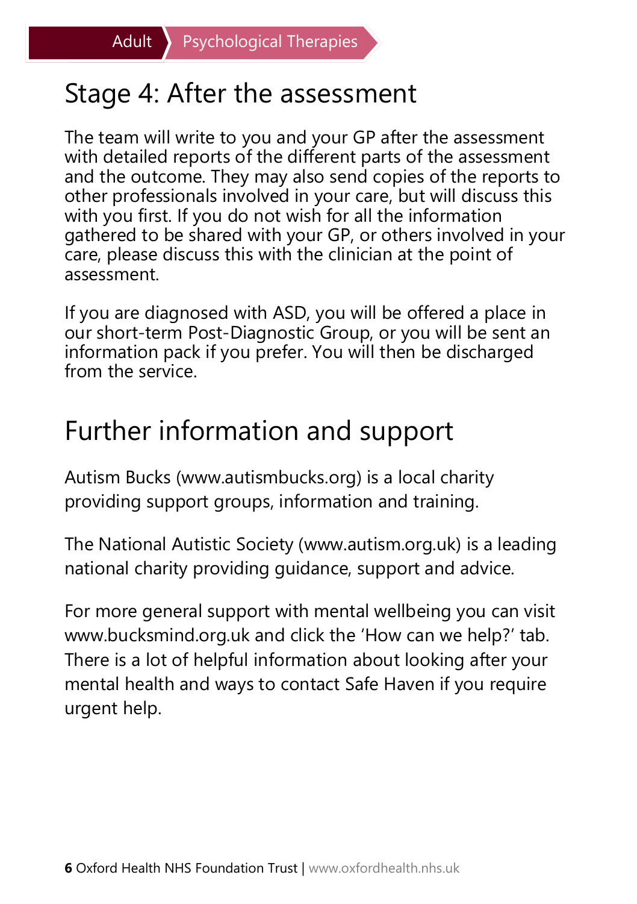## Stage 4: After the assessment

The team will write to you and your GP after the assessment with detailed reports of the different parts of the assessment and the outcome. They may also send copies of the reports to other professionals involved in your care, but will discuss this with you first. If you do not wish for all the information gathered to be shared with your GP, or others involved in your care, please discuss this with the clinician at the point of assessment.

If you are diagnosed with ASD, you will be offered a place in our short-term Post-Diagnostic Group, or you will be sent an information pack if you prefer. You will then be discharged from the service.

## Further information and support

Autism Bucks (www.autismbucks.org) is a local charity providing support groups, information and training.

The National Autistic Society (www.autism.org.uk) is a leading national charity providing guidance, support and advice.

For more general support with mental wellbeing you can visit www.bucksmind.org.uk and click the 'How can we help?' tab. There is a lot of helpful information about looking after your mental health and ways to contact Safe Haven if you require urgent help.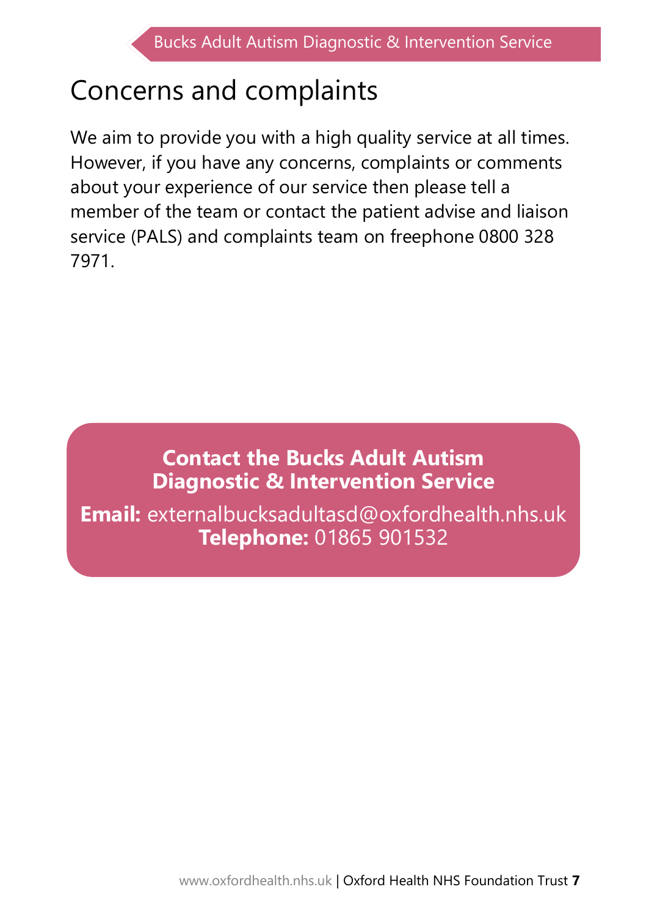# Concerns and complaints

We aim to provide you with a high quality service at all times. However, if you have any concerns, complaints or comments about your experience of our service then please tell a member of the team or contact the patient advise and liaison service (PALS) and complaints team on freephone 0800 328 7971.

**Contact the Bucks Adult Autism Diagnostic & Intervention Service**

**Email:** externalbucksadultasd@oxfordhealth.nhs.uk
**Telephone:** 01865 901532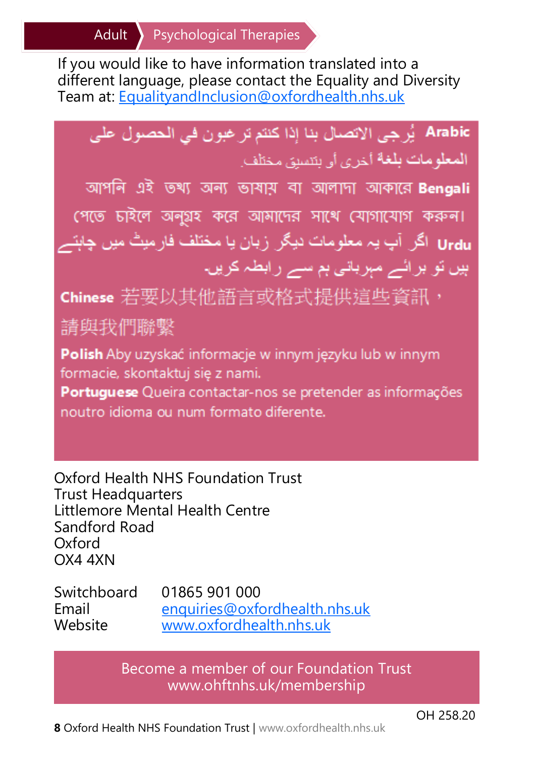If you would like to have information translated into a different language, please contact the Equality and Diversity Team at: EqualityandInclusion@oxfordhealth.nhs.uk

**Arabic** يُرجى الاتصال بنا إذا كنتم ترغبون في الحصول على المعلومات بلغة أخرى أو بتنسيق مختلف.

**Bengali** আপনি এই তথ্য অন্য ভাষায় বা আলাদা আকারে পেতে চাইলে অনুগ্রহ করে আমাদের সাথে যোগাযোগ করুন।

**Urdu** اگر آپ یہ معلومات دیگر زبان یا مختلف فارمیٹ میں چاہتے ہیں تو برائے مہربانی ہم سے رابطہ کریں۔

**Chinese** 若要以其他語言或格式提供這些資訊，請與我們聯繫

**Polish** Aby uzyskać informacje w innym języku lub w innym formacie, skontaktuj się z nami.

**Portuguese** Queira contactar-nos se pretender as informações noutro idioma ou num formato diferente.

Oxford Health NHS Foundation Trust
Trust Headquarters
Littlemore Mental Health Centre
Sandford Road
Oxford
OX4 4XN

| | |
|---|---|
| Switchboard | 01865 901 000 |
| Email | enquiries@oxfordhealth.nhs.uk |
| Website | www.oxfordhealth.nhs.uk |

Become a member of our Foundation Trust
www.ohftnhs.uk/membership

OH 258.20